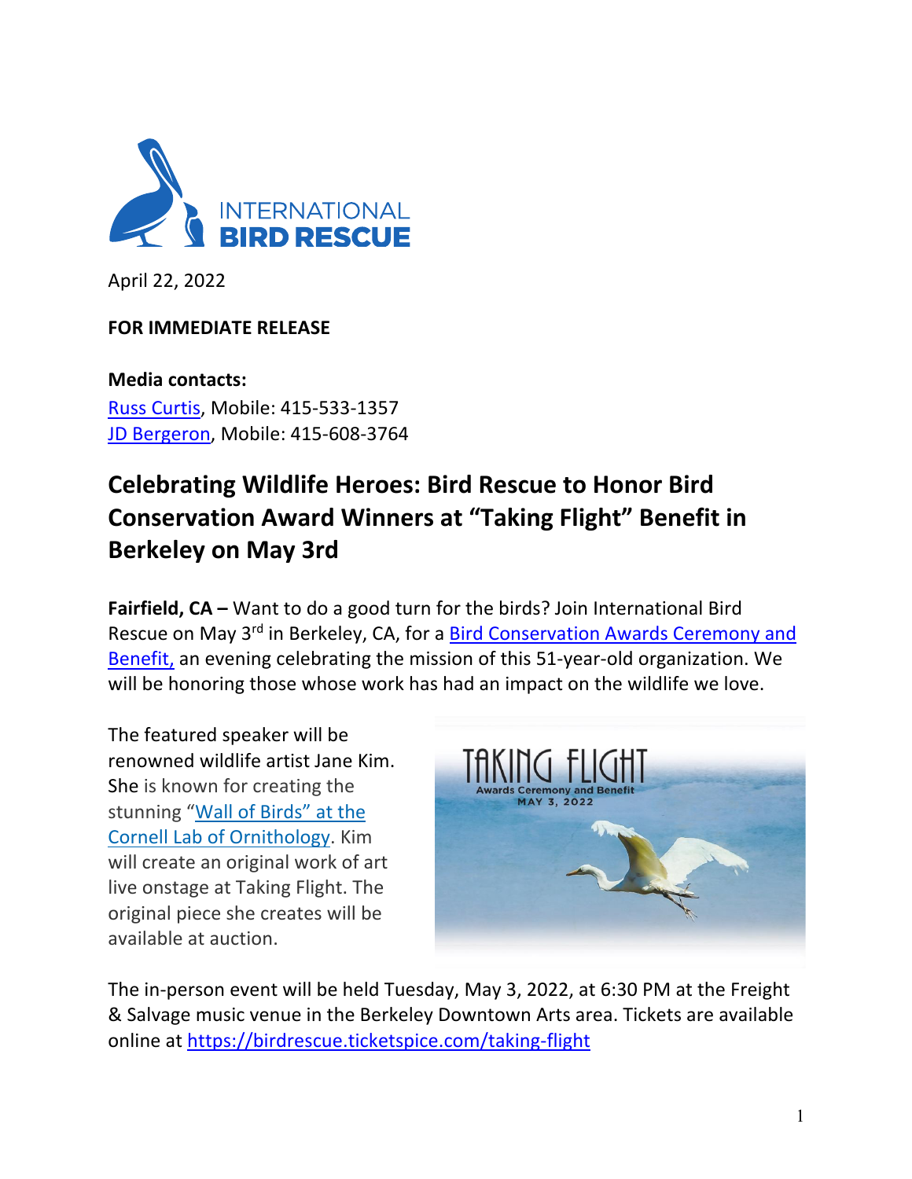April 22, 2022

**FOR IMMEDIATE RELEASE**

**Media contacts:**
Russ Curtis, Mobile: 415-533-1357
JD Bergeron, Mobile: 415-608-3764

# Celebrating Wildlife Heroes: Bird Rescue to Honor Bird Conservation Award Winners at "Taking Flight" Benefit in Berkeley on May 3rd

**Fairfield, CA –** Want to do a good turn for the birds? Join International Bird Rescue on May 3rd in Berkeley, CA, for a Bird Conservation Awards Ceremony and Benefit, an evening celebrating the mission of this 51-year-old organization. We will be honoring those whose work has had an impact on the wildlife we love.

The featured speaker will be renowned wildlife artist Jane Kim. She is known for creating the stunning "Wall of Birds" at the Cornell Lab of Ornithology. Kim will create an original work of art live onstage at Taking Flight. The original piece she creates will be available at auction.

The in-person event will be held Tuesday, May 3, 2022, at 6:30 PM at the Freight & Salvage music venue in the Berkeley Downtown Arts area. Tickets are available online at https://birdrescue.ticketspice.com/taking-flight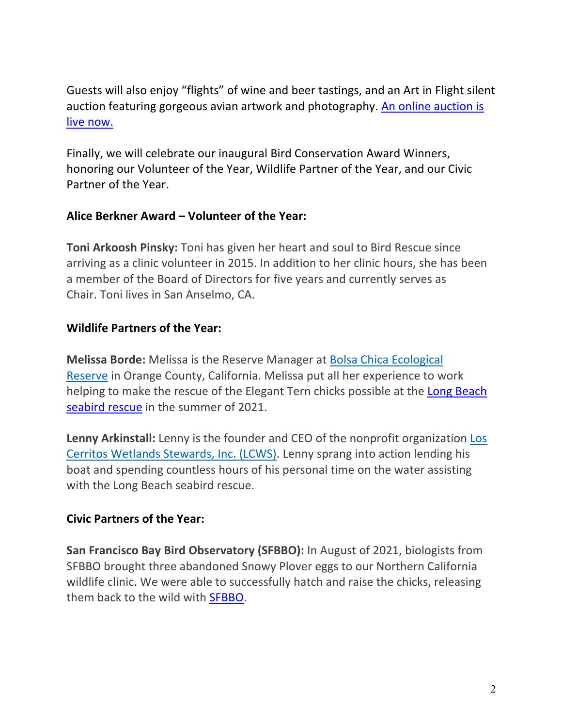Guests will also enjoy "flights" of wine and beer tastings, and an Art in Flight silent auction featuring gorgeous avian artwork and photography. An online auction is live now.

Finally, we will celebrate our inaugural Bird Conservation Award Winners, honoring our Volunteer of the Year, Wildlife Partner of the Year, and our Civic Partner of the Year.

**Alice Berkner Award – Volunteer of the Year:**

**Toni Arkoosh Pinsky:** Toni has given her heart and soul to Bird Rescue since arriving as a clinic volunteer in 2015. In addition to her clinic hours, she has been a member of the Board of Directors for five years and currently serves as Chair. Toni lives in San Anselmo, CA.

**Wildlife Partners of the Year:**

**Melissa Borde:** Melissa is the Reserve Manager at Bolsa Chica Ecological Reserve in Orange County, California. Melissa put all her experience to work helping to make the rescue of the Elegant Tern chicks possible at the Long Beach seabird rescue in the summer of 2021.

**Lenny Arkinstall:** Lenny is the founder and CEO of the nonprofit organization Los Cerritos Wetlands Stewards, Inc. (LCWS). Lenny sprang into action lending his boat and spending countless hours of his personal time on the water assisting with the Long Beach seabird rescue.

**Civic Partners of the Year:**

**San Francisco Bay Bird Observatory (SFBBO):** In August of 2021, biologists from SFBBO brought three abandoned Snowy Plover eggs to our Northern California wildlife clinic. We were able to successfully hatch and raise the chicks, releasing them back to the wild with SFBBO.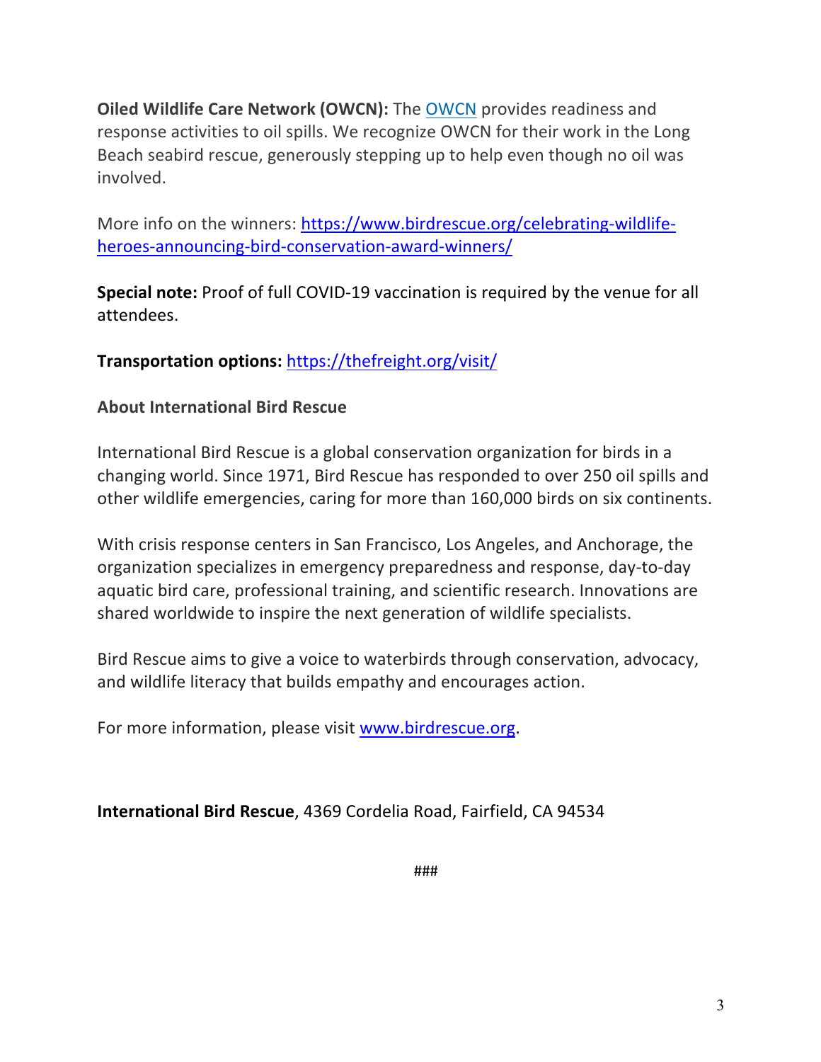**Oiled Wildlife Care Network (OWCN):** The [OWCN](OWCN) provides readiness and response activities to oil spills. We recognize OWCN for their work in the Long Beach seabird rescue, generously stepping up to help even though no oil was involved.

More info on the winners: [https://www.birdrescue.org/celebrating-wildlife-heroes-announcing-bird-conservation-award-winners/](https://www.birdrescue.org/celebrating-wildlife-heroes-announcing-bird-conservation-award-winners/)

**Special note:** Proof of full COVID-19 vaccination is required by the venue for all attendees.

**Transportation options:** [https://thefreight.org/visit/](https://thefreight.org/visit/)

**About International Bird Rescue**

International Bird Rescue is a global conservation organization for birds in a changing world. Since 1971, Bird Rescue has responded to over 250 oil spills and other wildlife emergencies, caring for more than 160,000 birds on six continents.

With crisis response centers in San Francisco, Los Angeles, and Anchorage, the organization specializes in emergency preparedness and response, day-to-day aquatic bird care, professional training, and scientific research. Innovations are shared worldwide to inspire the next generation of wildlife specialists.

Bird Rescue aims to give a voice to waterbirds through conservation, advocacy, and wildlife literacy that builds empathy and encourages action.

For more information, please visit [www.birdrescue.org](www.birdrescue.org).

**International Bird Rescue**, 4369 Cordelia Road, Fairfield, CA 94534

###